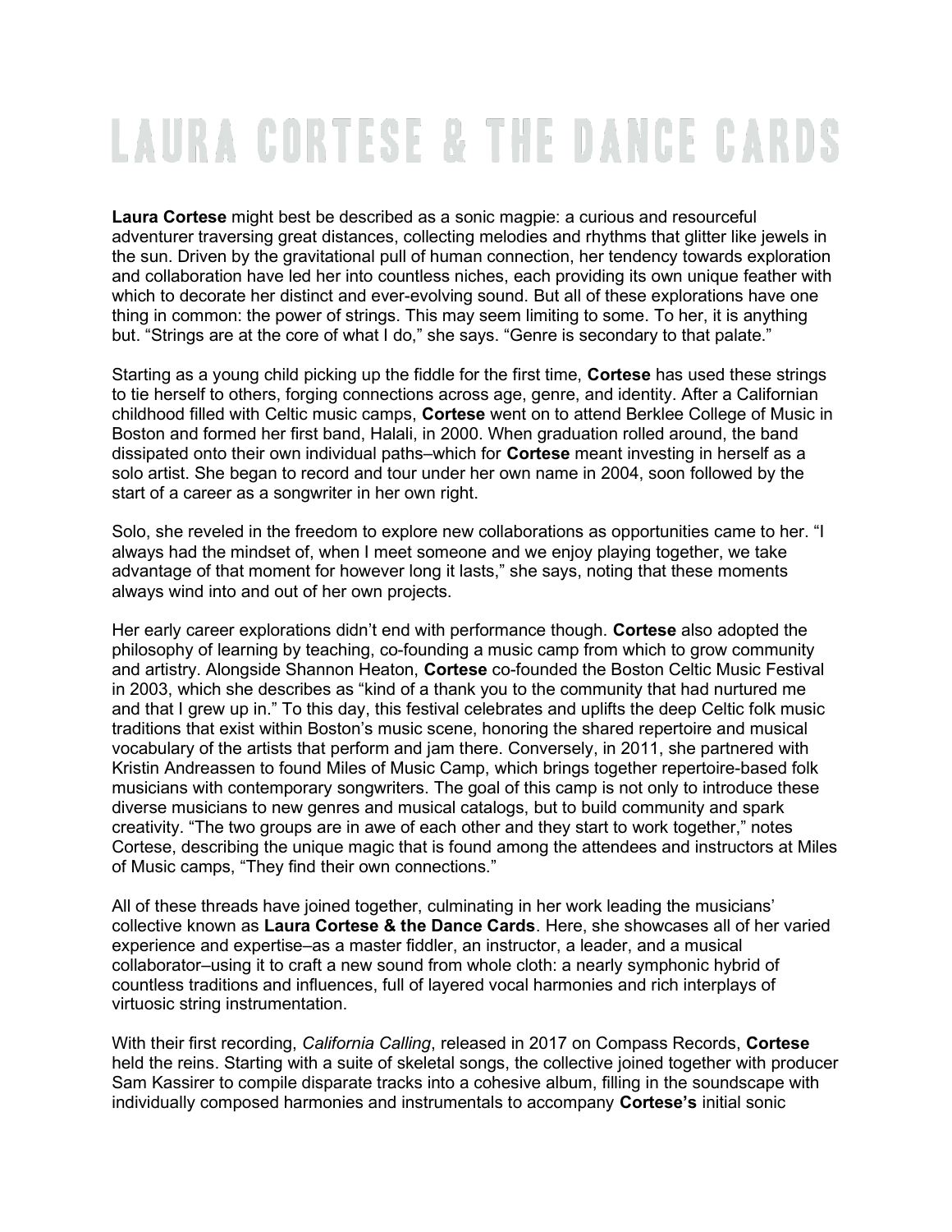# LAURA CORTESE & THE DANCE CARDS

**Laura Cortese** might best be described as a sonic magpie: a curious and resourceful adventurer traversing great distances, collecting melodies and rhythms that glitter like jewels in the sun. Driven by the gravitational pull of human connection, her tendency towards exploration and collaboration have led her into countless niches, each providing its own unique feather with which to decorate her distinct and ever-evolving sound. But all of these explorations have one thing in common: the power of strings. This may seem limiting to some. To her, it is anything but. "Strings are at the core of what I do," she says. "Genre is secondary to that palate."

Starting as a young child picking up the fiddle for the first time, **Cortese** has used these strings to tie herself to others, forging connections across age, genre, and identity. After a Californian childhood filled with Celtic music camps, **Cortese** went on to attend Berklee College of Music in Boston and formed her first band, Halali, in 2000. When graduation rolled around, the band dissipated onto their own individual paths–which for **Cortese** meant investing in herself as a solo artist. She began to record and tour under her own name in 2004, soon followed by the start of a career as a songwriter in her own right.

Solo, she reveled in the freedom to explore new collaborations as opportunities came to her. "I always had the mindset of, when I meet someone and we enjoy playing together, we take advantage of that moment for however long it lasts," she says, noting that these moments always wind into and out of her own projects.

Her early career explorations didn't end with performance though. **Cortese** also adopted the philosophy of learning by teaching, co-founding a music camp from which to grow community and artistry. Alongside Shannon Heaton, **Cortese** co-founded the Boston Celtic Music Festival in 2003, which she describes as "kind of a thank you to the community that had nurtured me and that I grew up in." To this day, this festival celebrates and uplifts the deep Celtic folk music traditions that exist within Boston's music scene, honoring the shared repertoire and musical vocabulary of the artists that perform and jam there. Conversely, in 2011, she partnered with Kristin Andreassen to found Miles of Music Camp, which brings together repertoire-based folk musicians with contemporary songwriters. The goal of this camp is not only to introduce these diverse musicians to new genres and musical catalogs, but to build community and spark creativity. "The two groups are in awe of each other and they start to work together," notes Cortese, describing the unique magic that is found among the attendees and instructors at Miles of Music camps, "They find their own connections."

All of these threads have joined together, culminating in her work leading the musicians' collective known as **Laura Cortese & the Dance Cards**. Here, she showcases all of her varied experience and expertise–as a master fiddler, an instructor, a leader, and a musical collaborator–using it to craft a new sound from whole cloth: a nearly symphonic hybrid of countless traditions and influences, full of layered vocal harmonies and rich interplays of virtuosic string instrumentation.

With their first recording, *California Calling*, released in 2017 on Compass Records, **Cortese** held the reins. Starting with a suite of skeletal songs, the collective joined together with producer Sam Kassirer to compile disparate tracks into a cohesive album, filling in the soundscape with individually composed harmonies and instrumentals to accompany **Cortese's** initial sonic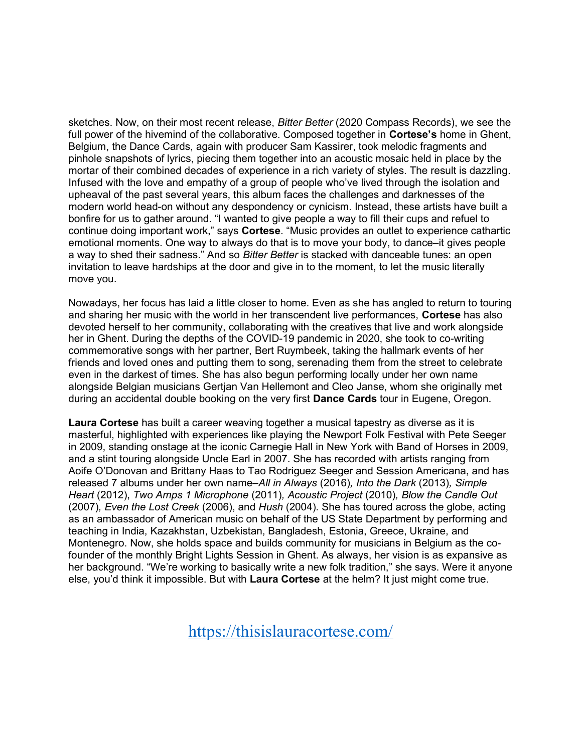sketches. Now, on their most recent release, *Bitter Better* (2020 Compass Records), we see the full power of the hivemind of the collaborative. Composed together in **Cortese's** home in Ghent, Belgium, the Dance Cards, again with producer Sam Kassirer, took melodic fragments and pinhole snapshots of lyrics, piecing them together into an acoustic mosaic held in place by the mortar of their combined decades of experience in a rich variety of styles. The result is dazzling. Infused with the love and empathy of a group of people who've lived through the isolation and upheaval of the past several years, this album faces the challenges and darknesses of the modern world head-on without any despondency or cynicism. Instead, these artists have built a bonfire for us to gather around. "I wanted to give people a way to fill their cups and refuel to continue doing important work," says **Cortese**. "Music provides an outlet to experience cathartic emotional moments. One way to always do that is to move your body, to dance–it gives people a way to shed their sadness." And so *Bitter Better* is stacked with danceable tunes: an open invitation to leave hardships at the door and give in to the moment, to let the music literally move you.

Nowadays, her focus has laid a little closer to home. Even as she has angled to return to touring and sharing her music with the world in her transcendent live performances, **Cortese** has also devoted herself to her community, collaborating with the creatives that live and work alongside her in Ghent. During the depths of the COVID-19 pandemic in 2020, she took to co-writing commemorative songs with her partner, Bert Ruymbeek, taking the hallmark events of her friends and loved ones and putting them to song, serenading them from the street to celebrate even in the darkest of times. She has also begun performing locally under her own name alongside Belgian musicians Gertjan Van Hellemont and Cleo Janse, whom she originally met during an accidental double booking on the very first **Dance Cards** tour in Eugene, Oregon.

**Laura Cortese** has built a career weaving together a musical tapestry as diverse as it is masterful, highlighted with experiences like playing the Newport Folk Festival with Pete Seeger in 2009, standing onstage at the iconic Carnegie Hall in New York with Band of Horses in 2009, and a stint touring alongside Uncle Earl in 2007. She has recorded with artists ranging from Aoife O'Donovan and Brittany Haas to Tao Rodriguez Seeger and Session Americana, and has released 7 albums under her own name–*All in Always* (2016), *Into the Dark* (2013), *Simple Heart* (2012), *Two Amps 1 Microphone* (2011), *Acoustic Project* (2010), *Blow the Candle Out* (2007), *Even the Lost Creek* (2006), and *Hush* (2004). She has toured across the globe, acting as an ambassador of American music on behalf of the US State Department by performing and teaching in India, Kazakhstan, Uzbekistan, Bangladesh, Estonia, Greece, Ukraine, and Montenegro. Now, she holds space and builds community for musicians in Belgium as the co-founder of the monthly Bright Lights Session in Ghent. As always, her vision is as expansive as her background. "We're working to basically write a new folk tradition," she says. Were it anyone else, you'd think it impossible. But with **Laura Cortese** at the helm? It just might come true.

https://thisislauracortese.com/